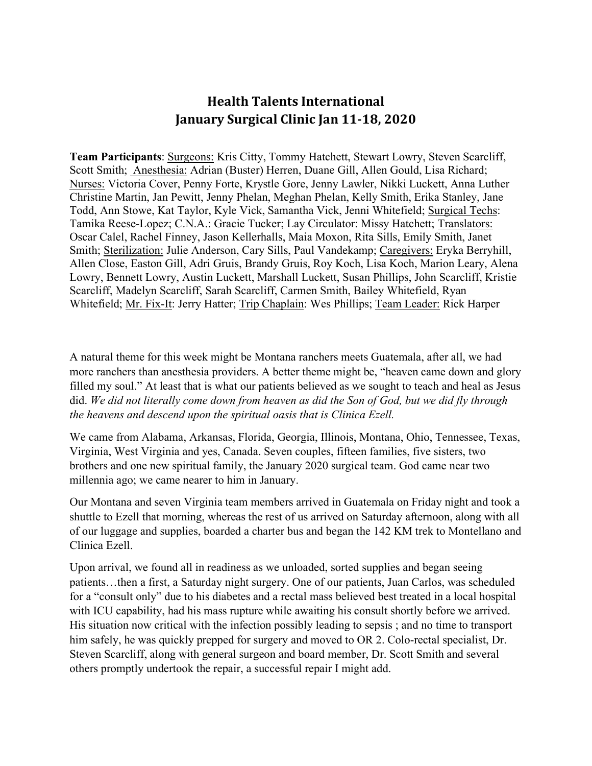# Health Talents International
# January Surgical Clinic Jan 11-18, 2020

**Team Participants**: Surgeons: Kris Citty, Tommy Hatchett, Stewart Lowry, Steven Scarcliff, Scott Smith; Anesthesia: Adrian (Buster) Herren, Duane Gill, Allen Gould, Lisa Richard; Nurses: Victoria Cover, Penny Forte, Krystle Gore, Jenny Lawler, Nikki Luckett, Anna Luther Christine Martin, Jan Pewitt, Jenny Phelan, Meghan Phelan, Kelly Smith, Erika Stanley, Jane Todd, Ann Stowe, Kat Taylor, Kyle Vick, Samantha Vick, Jenni Whitefield; Surgical Techs: Tamika Reese-Lopez; C.N.A.: Gracie Tucker; Lay Circulator: Missy Hatchett; Translators: Oscar Calel, Rachel Finney, Jason Kellerhalls, Maia Moxon, Rita Sills, Emily Smith, Janet Smith; Sterilization: Julie Anderson, Cary Sills, Paul Vandekamp; Caregivers: Eryka Berryhill, Allen Close, Easton Gill, Adri Gruis, Brandy Gruis, Roy Koch, Lisa Koch, Marion Leary, Alena Lowry, Bennett Lowry, Austin Luckett, Marshall Luckett, Susan Phillips, John Scarcliff, Kristie Scarcliff, Madelyn Scarcliff, Sarah Scarcliff, Carmen Smith, Bailey Whitefield, Ryan Whitefield; Mr. Fix-It: Jerry Hatter; Trip Chaplain: Wes Phillips; Team Leader: Rick Harper

A natural theme for this week might be Montana ranchers meets Guatemala, after all, we had more ranchers than anesthesia providers. A better theme might be, "heaven came down and glory filled my soul." At least that is what our patients believed as we sought to teach and heal as Jesus did. *We did not literally come down from heaven as did the Son of God, but we did fly through the heavens and descend upon the spiritual oasis that is Clinica Ezell.*

We came from Alabama, Arkansas, Florida, Georgia, Illinois, Montana, Ohio, Tennessee, Texas, Virginia, West Virginia and yes, Canada. Seven couples, fifteen families, five sisters, two brothers and one new spiritual family, the January 2020 surgical team. God came near two millennia ago; we came nearer to him in January.

Our Montana and seven Virginia team members arrived in Guatemala on Friday night and took a shuttle to Ezell that morning, whereas the rest of us arrived on Saturday afternoon, along with all of our luggage and supplies, boarded a charter bus and began the 142 KM trek to Montellano and Clinica Ezell.

Upon arrival, we found all in readiness as we unloaded, sorted supplies and began seeing patients…then a first, a Saturday night surgery. One of our patients, Juan Carlos, was scheduled for a "consult only" due to his diabetes and a rectal mass believed best treated in a local hospital with ICU capability, had his mass rupture while awaiting his consult shortly before we arrived. His situation now critical with the infection possibly leading to sepsis ; and no time to transport him safely, he was quickly prepped for surgery and moved to OR 2. Colo-rectal specialist, Dr. Steven Scarcliff, along with general surgeon and board member, Dr. Scott Smith and several others promptly undertook the repair, a successful repair I might add.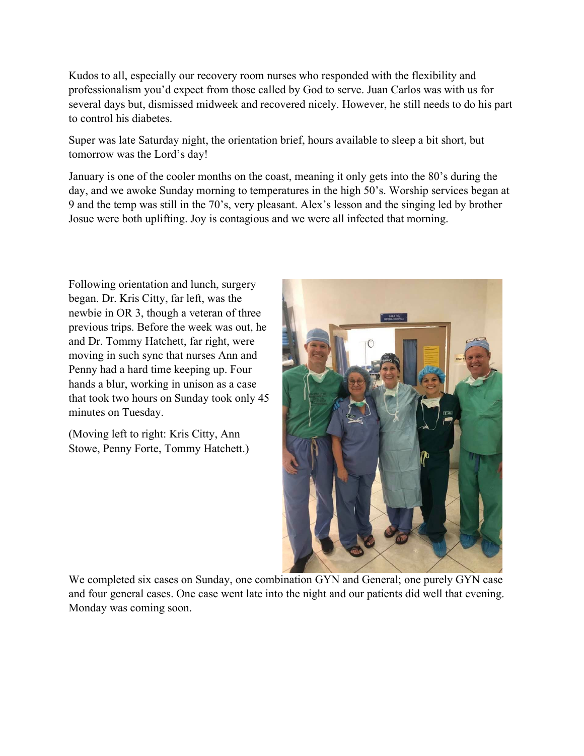Kudos to all, especially our recovery room nurses who responded with the flexibility and professionalism you'd expect from those called by God to serve. Juan Carlos was with us for several days but, dismissed midweek and recovered nicely. However, he still needs to do his part to control his diabetes.

Super was late Saturday night, the orientation brief, hours available to sleep a bit short, but tomorrow was the Lord's day!

January is one of the cooler months on the coast, meaning it only gets into the 80's during the day, and we awoke Sunday morning to temperatures in the high 50's. Worship services began at 9 and the temp was still in the 70's, very pleasant. Alex's lesson and the singing led by brother Josue were both uplifting. Joy is contagious and we were all infected that morning.

Following orientation and lunch, surgery began. Dr. Kris Citty, far left, was the newbie in OR 3, though a veteran of three previous trips. Before the week was out, he and Dr. Tommy Hatchett, far right, were moving in such sync that nurses Ann and Penny had a hard time keeping up. Four hands a blur, working in unison as a case that took two hours on Sunday took only 45 minutes on Tuesday.

(Moving left to right: Kris Citty, Ann Stowe, Penny Forte, Tommy Hatchett.)

We completed six cases on Sunday, one combination GYN and General; one purely GYN case and four general cases. One case went late into the night and our patients did well that evening. Monday was coming soon.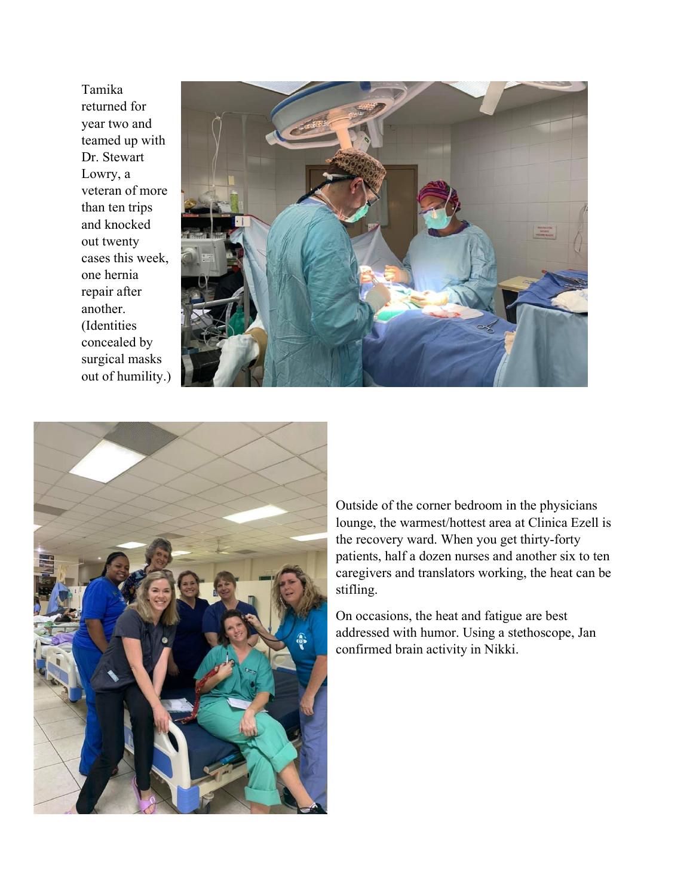Tamika returned for year two and teamed up with Dr. Stewart Lowry, a veteran of more than ten trips and knocked out twenty cases this week, one hernia repair after another. (Identities concealed by surgical masks out of humility.)

Outside of the corner bedroom in the physicians lounge, the warmest/hottest area at Clinica Ezell is the recovery ward. When you get thirty-forty patients, half a dozen nurses and another six to ten caregivers and translators working, the heat can be stifling.

On occasions, the heat and fatigue are best addressed with humor. Using a stethoscope, Jan confirmed brain activity in Nikki.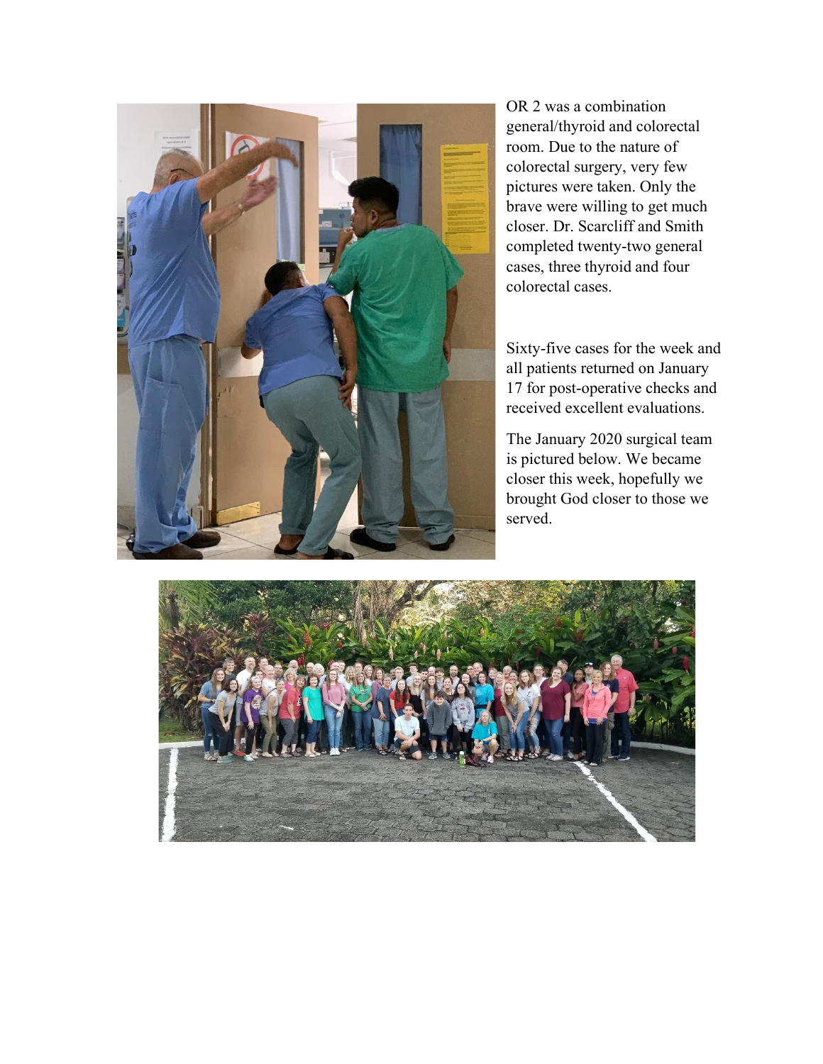OR 2 was a combination general/thyroid and colorectal room. Due to the nature of colorectal surgery, very few pictures were taken. Only the brave were willing to get much closer. Dr. Scarcliff and Smith completed twenty-two general cases, three thyroid and four colorectal cases.

Sixty-five cases for the week and all patients returned on January 17 for post-operative checks and received excellent evaluations.

The January 2020 surgical team is pictured below. We became closer this week, hopefully we brought God closer to those we served.